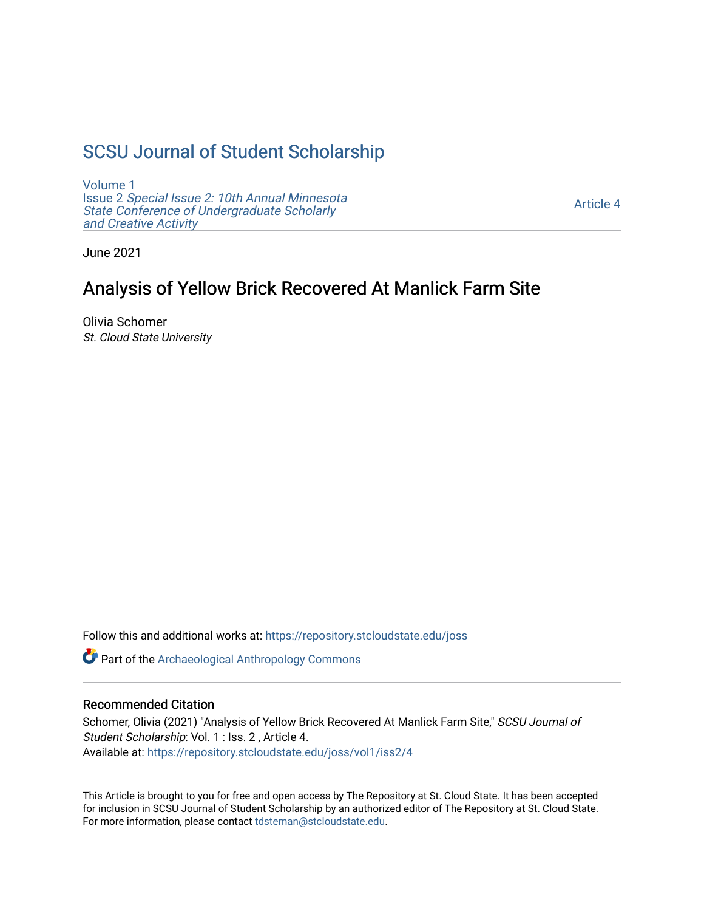# SCSU Journal of Student Scholarship

Volume 1
Issue 2 *Special Issue 2: 10th Annual Minnesota State Conference of Undergraduate Scholarly and Creative Activity*

Article 4

June 2021

## Analysis of Yellow Brick Recovered At Manlick Farm Site

Olivia Schomer
*St. Cloud State University*

Follow this and additional works at: https://repository.stcloudstate.edu/joss

Part of the Archaeological Anthropology Commons

### Recommended Citation

Schomer, Olivia (2021) "Analysis of Yellow Brick Recovered At Manlick Farm Site," *SCSU Journal of Student Scholarship*: Vol. 1 : Iss. 2 , Article 4.
Available at: https://repository.stcloudstate.edu/joss/vol1/iss2/4

This Article is brought to you for free and open access by The Repository at St. Cloud State. It has been accepted for inclusion in SCSU Journal of Student Scholarship by an authorized editor of The Repository at St. Cloud State. For more information, please contact tdsteman@stcloudstate.edu.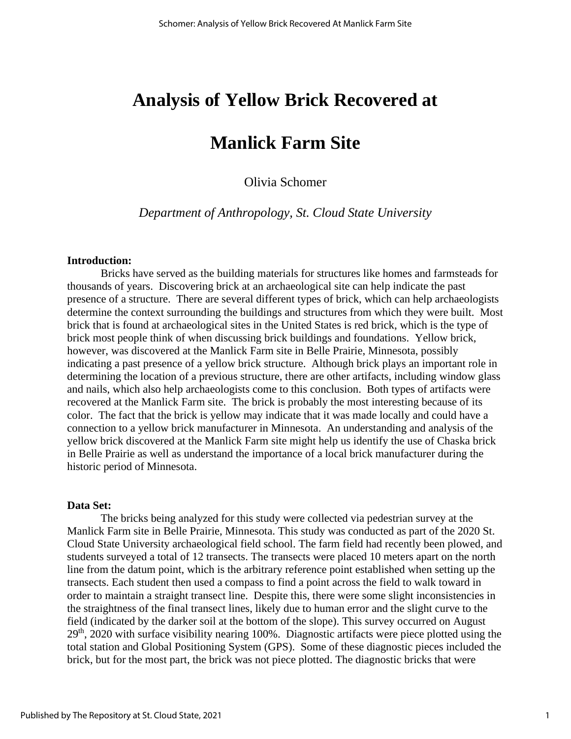# Analysis of Yellow Brick Recovered at Manlick Farm Site

Olivia Schomer

*Department of Anthropology, St. Cloud State University*

**Introduction:**

Bricks have served as the building materials for structures like homes and farmsteads for thousands of years. Discovering brick at an archaeological site can help indicate the past presence of a structure. There are several different types of brick, which can help archaeologists determine the context surrounding the buildings and structures from which they were built. Most brick that is found at archaeological sites in the United States is red brick, which is the type of brick most people think of when discussing brick buildings and foundations. Yellow brick, however, was discovered at the Manlick Farm site in Belle Prairie, Minnesota, possibly indicating a past presence of a yellow brick structure. Although brick plays an important role in determining the location of a previous structure, there are other artifacts, including window glass and nails, which also help archaeologists come to this conclusion. Both types of artifacts were recovered at the Manlick Farm site. The brick is probably the most interesting because of its color. The fact that the brick is yellow may indicate that it was made locally and could have a connection to a yellow brick manufacturer in Minnesota. An understanding and analysis of the yellow brick discovered at the Manlick Farm site might help us identify the use of Chaska brick in Belle Prairie as well as understand the importance of a local brick manufacturer during the historic period of Minnesota.

**Data Set:**

The bricks being analyzed for this study were collected via pedestrian survey at the Manlick Farm site in Belle Prairie, Minnesota. This study was conducted as part of the 2020 St. Cloud State University archaeological field school. The farm field had recently been plowed, and students surveyed a total of 12 transects. The transects were placed 10 meters apart on the north line from the datum point, which is the arbitrary reference point established when setting up the transects. Each student then used a compass to find a point across the field to walk toward in order to maintain a straight transect line. Despite this, there were some slight inconsistencies in the straightness of the final transect lines, likely due to human error and the slight curve to the field (indicated by the darker soil at the bottom of the slope). This survey occurred on August 29th, 2020 with surface visibility nearing 100%. Diagnostic artifacts were piece plotted using the total station and Global Positioning System (GPS). Some of these diagnostic pieces included the brick, but for the most part, the brick was not piece plotted. The diagnostic bricks that were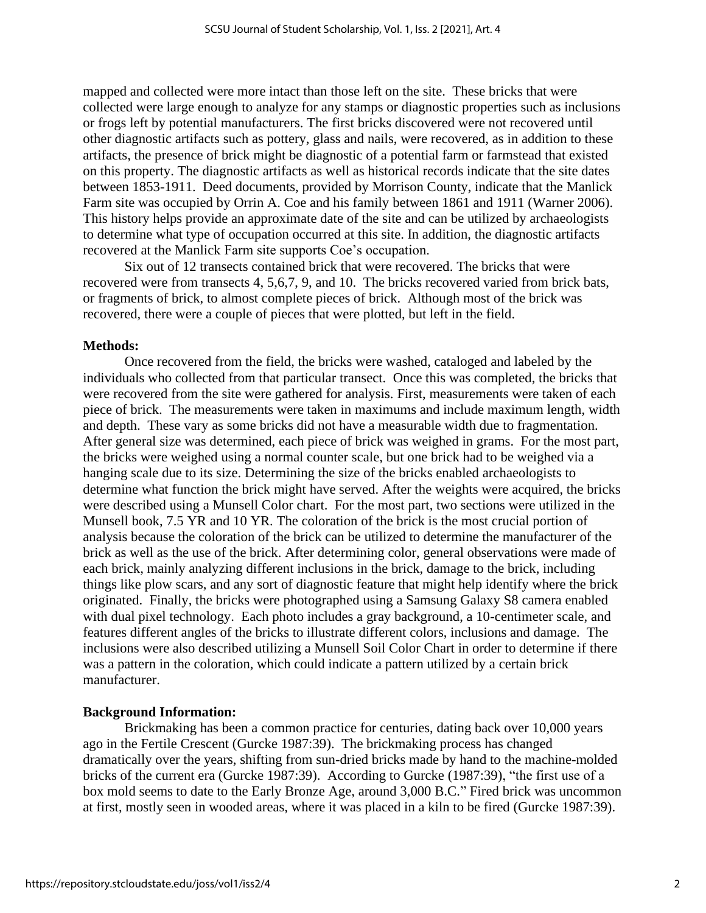mapped and collected were more intact than those left on the site. These bricks that were collected were large enough to analyze for any stamps or diagnostic properties such as inclusions or frogs left by potential manufacturers. The first bricks discovered were not recovered until other diagnostic artifacts such as pottery, glass and nails, were recovered, as in addition to these artifacts, the presence of brick might be diagnostic of a potential farm or farmstead that existed on this property. The diagnostic artifacts as well as historical records indicate that the site dates between 1853-1911. Deed documents, provided by Morrison County, indicate that the Manlick Farm site was occupied by Orrin A. Coe and his family between 1861 and 1911 (Warner 2006). This history helps provide an approximate date of the site and can be utilized by archaeologists to determine what type of occupation occurred at this site. In addition, the diagnostic artifacts recovered at the Manlick Farm site supports Coe's occupation.

Six out of 12 transects contained brick that were recovered. The bricks that were recovered were from transects 4, 5,6,7, 9, and 10. The bricks recovered varied from brick bats, or fragments of brick, to almost complete pieces of brick. Although most of the brick was recovered, there were a couple of pieces that were plotted, but left in the field.

**Methods:**

Once recovered from the field, the bricks were washed, cataloged and labeled by the individuals who collected from that particular transect. Once this was completed, the bricks that were recovered from the site were gathered for analysis. First, measurements were taken of each piece of brick. The measurements were taken in maximums and include maximum length, width and depth. These vary as some bricks did not have a measurable width due to fragmentation. After general size was determined, each piece of brick was weighed in grams. For the most part, the bricks were weighed using a normal counter scale, but one brick had to be weighed via a hanging scale due to its size. Determining the size of the bricks enabled archaeologists to determine what function the brick might have served. After the weights were acquired, the bricks were described using a Munsell Color chart. For the most part, two sections were utilized in the Munsell book, 7.5 YR and 10 YR. The coloration of the brick is the most crucial portion of analysis because the coloration of the brick can be utilized to determine the manufacturer of the brick as well as the use of the brick. After determining color, general observations were made of each brick, mainly analyzing different inclusions in the brick, damage to the brick, including things like plow scars, and any sort of diagnostic feature that might help identify where the brick originated. Finally, the bricks were photographed using a Samsung Galaxy S8 camera enabled with dual pixel technology. Each photo includes a gray background, a 10-centimeter scale, and features different angles of the bricks to illustrate different colors, inclusions and damage. The inclusions were also described utilizing a Munsell Soil Color Chart in order to determine if there was a pattern in the coloration, which could indicate a pattern utilized by a certain brick manufacturer.

**Background Information:**

Brickmaking has been a common practice for centuries, dating back over 10,000 years ago in the Fertile Crescent (Gurcke 1987:39). The brickmaking process has changed dramatically over the years, shifting from sun-dried bricks made by hand to the machine-molded bricks of the current era (Gurcke 1987:39). According to Gurcke (1987:39), "the first use of a box mold seems to date to the Early Bronze Age, around 3,000 B.C." Fired brick was uncommon at first, mostly seen in wooded areas, where it was placed in a kiln to be fired (Gurcke 1987:39).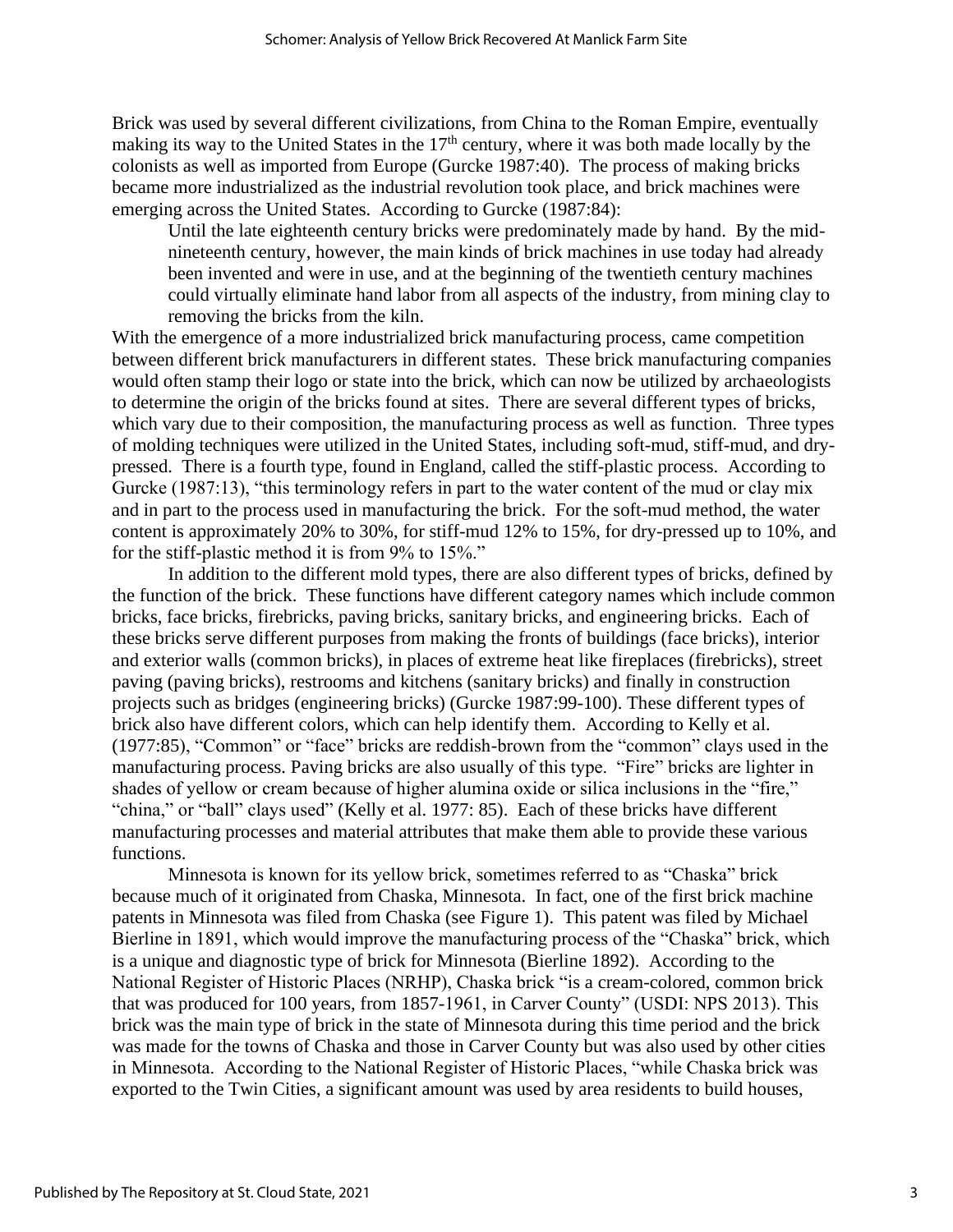Brick was used by several different civilizations, from China to the Roman Empire, eventually making its way to the United States in the 17th century, where it was both made locally by the colonists as well as imported from Europe (Gurcke 1987:40). The process of making bricks became more industrialized as the industrial revolution took place, and brick machines were emerging across the United States. According to Gurcke (1987:84):

> Until the late eighteenth century bricks were predominately made by hand. By the mid-nineteenth century, however, the main kinds of brick machines in use today had already been invented and were in use, and at the beginning of the twentieth century machines could virtually eliminate hand labor from all aspects of the industry, from mining clay to removing the bricks from the kiln.

With the emergence of a more industrialized brick manufacturing process, came competition between different brick manufacturers in different states. These brick manufacturing companies would often stamp their logo or state into the brick, which can now be utilized by archaeologists to determine the origin of the bricks found at sites. There are several different types of bricks, which vary due to their composition, the manufacturing process as well as function. Three types of molding techniques were utilized in the United States, including soft-mud, stiff-mud, and dry-pressed. There is a fourth type, found in England, called the stiff-plastic process. According to Gurcke (1987:13), "this terminology refers in part to the water content of the mud or clay mix and in part to the process used in manufacturing the brick. For the soft-mud method, the water content is approximately 20% to 30%, for stiff-mud 12% to 15%, for dry-pressed up to 10%, and for the stiff-plastic method it is from 9% to 15%."

In addition to the different mold types, there are also different types of bricks, defined by the function of the brick. These functions have different category names which include common bricks, face bricks, firebricks, paving bricks, sanitary bricks, and engineering bricks. Each of these bricks serve different purposes from making the fronts of buildings (face bricks), interior and exterior walls (common bricks), in places of extreme heat like fireplaces (firebricks), street paving (paving bricks), restrooms and kitchens (sanitary bricks) and finally in construction projects such as bridges (engineering bricks) (Gurcke 1987:99-100). These different types of brick also have different colors, which can help identify them. According to Kelly et al. (1977:85), "Common" or "face" bricks are reddish-brown from the "common" clays used in the manufacturing process. Paving bricks are also usually of this type. "Fire" bricks are lighter in shades of yellow or cream because of higher alumina oxide or silica inclusions in the "fire," "china," or "ball" clays used" (Kelly et al. 1977: 85). Each of these bricks have different manufacturing processes and material attributes that make them able to provide these various functions.

Minnesota is known for its yellow brick, sometimes referred to as "Chaska" brick because much of it originated from Chaska, Minnesota. In fact, one of the first brick machine patents in Minnesota was filed from Chaska (see Figure 1). This patent was filed by Michael Bierline in 1891, which would improve the manufacturing process of the "Chaska" brick, which is a unique and diagnostic type of brick for Minnesota (Bierline 1892). According to the National Register of Historic Places (NRHP), Chaska brick "is a cream-colored, common brick that was produced for 100 years, from 1857-1961, in Carver County" (USDI: NPS 2013). This brick was the main type of brick in the state of Minnesota during this time period and the brick was made for the towns of Chaska and those in Carver County but was also used by other cities in Minnesota. According to the National Register of Historic Places, "while Chaska brick was exported to the Twin Cities, a significant amount was used by area residents to build houses,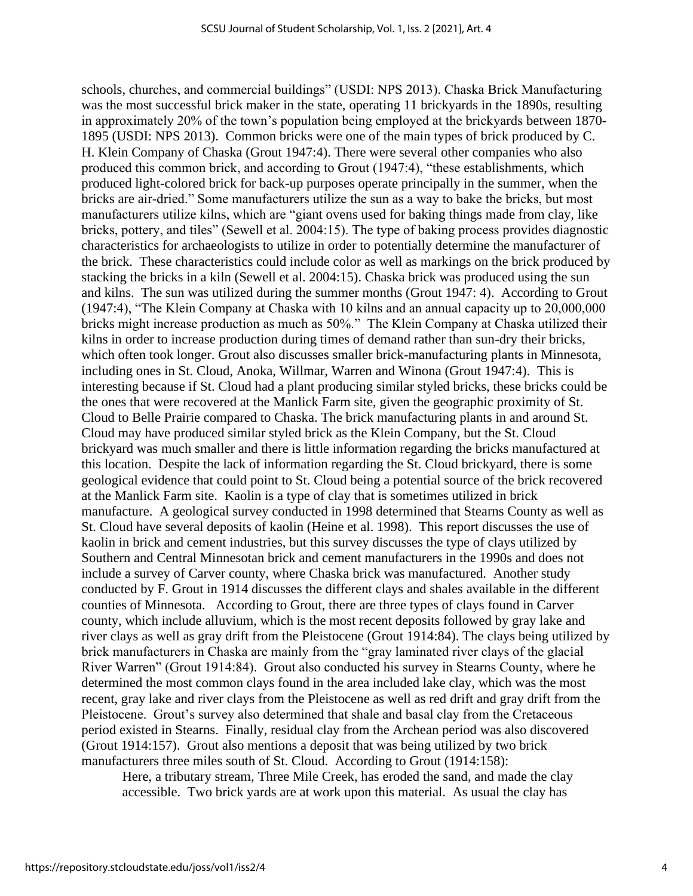schools, churches, and commercial buildings" (USDI: NPS 2013). Chaska Brick Manufacturing was the most successful brick maker in the state, operating 11 brickyards in the 1890s, resulting in approximately 20% of the town's population being employed at the brickyards between 1870-1895 (USDI: NPS 2013). Common bricks were one of the main types of brick produced by C. H. Klein Company of Chaska (Grout 1947:4). There were several other companies who also produced this common brick, and according to Grout (1947:4), "these establishments, which produced light-colored brick for back-up purposes operate principally in the summer, when the bricks are air-dried." Some manufacturers utilize the sun as a way to bake the bricks, but most manufacturers utilize kilns, which are "giant ovens used for baking things made from clay, like bricks, pottery, and tiles" (Sewell et al. 2004:15). The type of baking process provides diagnostic characteristics for archaeologists to utilize in order to potentially determine the manufacturer of the brick. These characteristics could include color as well as markings on the brick produced by stacking the bricks in a kiln (Sewell et al. 2004:15). Chaska brick was produced using the sun and kilns. The sun was utilized during the summer months (Grout 1947: 4). According to Grout (1947:4), "The Klein Company at Chaska with 10 kilns and an annual capacity up to 20,000,000 bricks might increase production as much as 50%." The Klein Company at Chaska utilized their kilns in order to increase production during times of demand rather than sun-dry their bricks, which often took longer. Grout also discusses smaller brick-manufacturing plants in Minnesota, including ones in St. Cloud, Anoka, Willmar, Warren and Winona (Grout 1947:4). This is interesting because if St. Cloud had a plant producing similar styled bricks, these bricks could be the ones that were recovered at the Manlick Farm site, given the geographic proximity of St. Cloud to Belle Prairie compared to Chaska. The brick manufacturing plants in and around St. Cloud may have produced similar styled brick as the Klein Company, but the St. Cloud brickyard was much smaller and there is little information regarding the bricks manufactured at this location. Despite the lack of information regarding the St. Cloud brickyard, there is some geological evidence that could point to St. Cloud being a potential source of the brick recovered at the Manlick Farm site. Kaolin is a type of clay that is sometimes utilized in brick manufacture. A geological survey conducted in 1998 determined that Stearns County as well as St. Cloud have several deposits of kaolin (Heine et al. 1998). This report discusses the use of kaolin in brick and cement industries, but this survey discusses the type of clays utilized by Southern and Central Minnesotan brick and cement manufacturers in the 1990s and does not include a survey of Carver county, where Chaska brick was manufactured. Another study conducted by F. Grout in 1914 discusses the different clays and shales available in the different counties of Minnesota. According to Grout, there are three types of clays found in Carver county, which include alluvium, which is the most recent deposits followed by gray lake and river clays as well as gray drift from the Pleistocene (Grout 1914:84). The clays being utilized by brick manufacturers in Chaska are mainly from the "gray laminated river clays of the glacial River Warren" (Grout 1914:84). Grout also conducted his survey in Stearns County, where he determined the most common clays found in the area included lake clay, which was the most recent, gray lake and river clays from the Pleistocene as well as red drift and gray drift from the Pleistocene. Grout's survey also determined that shale and basal clay from the Cretaceous period existed in Stearns. Finally, residual clay from the Archean period was also discovered (Grout 1914:157). Grout also mentions a deposit that was being utilized by two brick manufacturers three miles south of St. Cloud. According to Grout (1914:158):

> Here, a tributary stream, Three Mile Creek, has eroded the sand, and made the clay accessible. Two brick yards are at work upon this material. As usual the clay has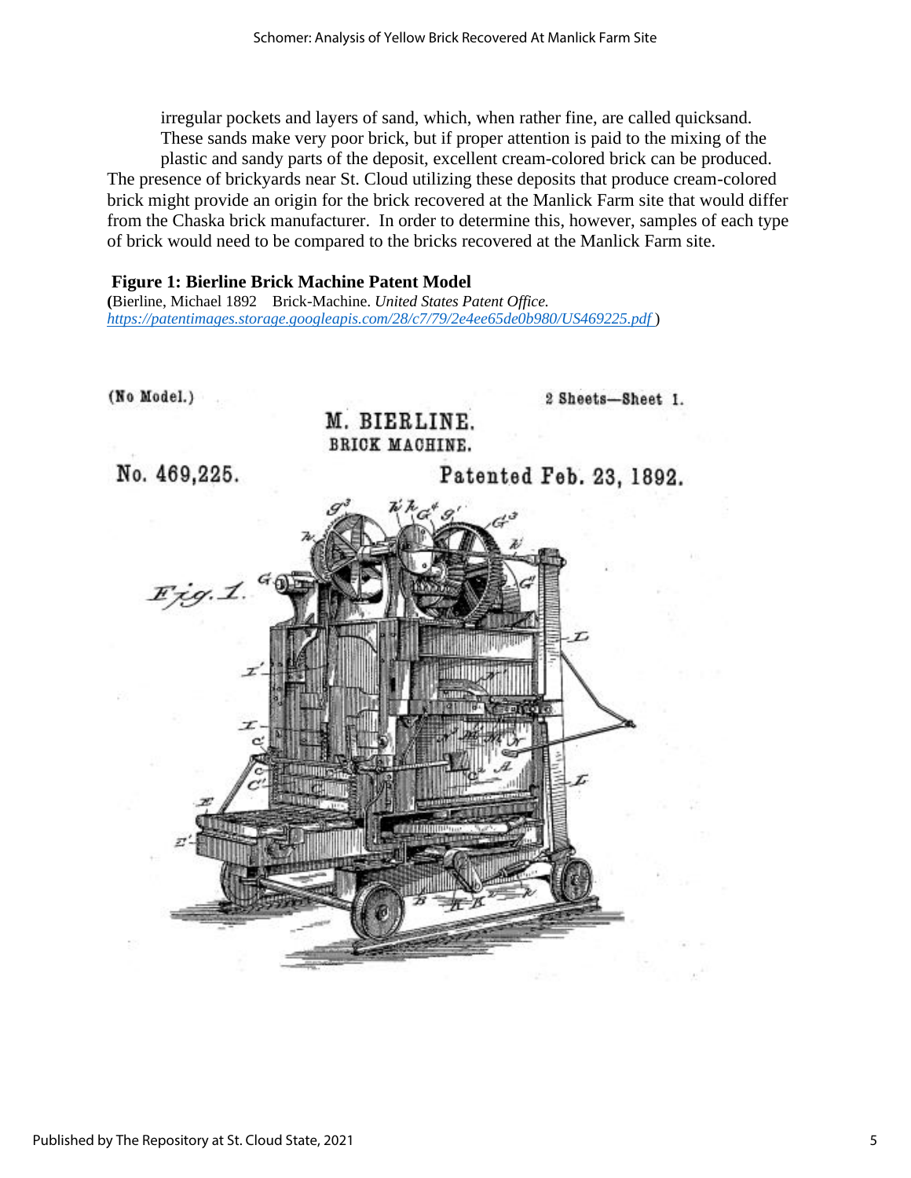> irregular pockets and layers of sand, which, when rather fine, are called quicksand. These sands make very poor brick, but if proper attention is paid to the mixing of the plastic and sandy parts of the deposit, excellent cream-colored brick can be produced.

The presence of brickyards near St. Cloud utilizing these deposits that produce cream-colored brick might provide an origin for the brick recovered at the Manlick Farm site that would differ from the Chaska brick manufacturer. In order to determine this, however, samples of each type of brick would need to be compared to the bricks recovered at the Manlick Farm site.

**Figure 1: Bierline Brick Machine Patent Model**

**(**Bierline, Michael 1892 Brick-Machine. *United States Patent Office.* https://patentimages.storage.googleapis.com/28/c7/79/2e4ee65de0b980/US469225.pdf )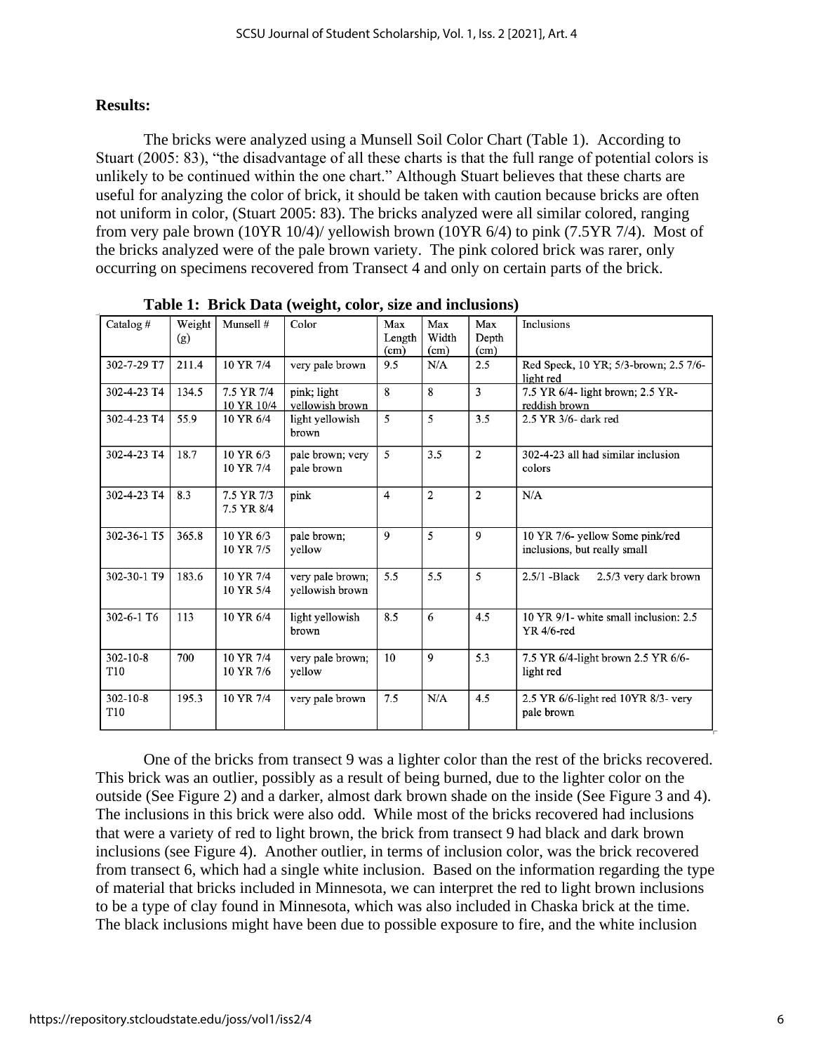**Results:**

The bricks were analyzed using a Munsell Soil Color Chart (Table 1). According to Stuart (2005: 83), "the disadvantage of all these charts is that the full range of potential colors is unlikely to be continued within the one chart." Although Stuart believes that these charts are useful for analyzing the color of brick, it should be taken with caution because bricks are often not uniform in color, (Stuart 2005: 83). The bricks analyzed were all similar colored, ranging from very pale brown (10YR 10/4)/ yellowish brown (10YR 6/4) to pink (7.5YR 7/4). Most of the bricks analyzed were of the pale brown variety. The pink colored brick was rarer, only occurring on specimens recovered from Transect 4 and only on certain parts of the brick.

**Table 1: Brick Data (weight, color, size and inclusions)**

| Catalog # | Weight (g) | Munsell # | Color | Max Length (cm) | Max Width (cm) | Max Depth (cm) | Inclusions |
|---|---|---|---|---|---|---|---|
| 302-7-29 T7 | 211.4 | 10 YR 7/4 | very pale brown | 9.5 | N/A | 2.5 | Red Speck, 10 YR; 5/3-brown; 2.5 7/6-light red |
| 302-4-23 T4 | 134.5 | 7.5 YR 7/4 10 YR 10/4 | pink; light yellowish brown | 8 | 8 | 3 | 7.5 YR 6/4- light brown; 2.5 YR-reddish brown |
| 302-4-23 T4 | 55.9 | 10 YR 6/4 | light yellowish brown | 5 | 5 | 3.5 | 2.5 YR 3/6- dark red |
| 302-4-23 T4 | 18.7 | 10 YR 6/3 10 YR 7/4 | pale brown; very pale brown | 5 | 3.5 | 2 | 302-4-23 all had similar inclusion colors |
| 302-4-23 T4 | 8.3 | 7.5 YR 7/3 7.5 YR 8/4 | pink | 4 | 2 | 2 | N/A |
| 302-36-1 T5 | 365.8 | 10 YR 6/3 10 YR 7/5 | pale brown; yellow | 9 | 5 | 9 | 10 YR 7/6- yellow Some pink/red inclusions, but really small |
| 302-30-1 T9 | 183.6 | 10 YR 7/4 10 YR 5/4 | very pale brown; yellowish brown | 5.5 | 5.5 | 5 | 2.5/1 -Black 2.5/3 very dark brown |
| 302-6-1 T6 | 113 | 10 YR 6/4 | light yellowish brown | 8.5 | 6 | 4.5 | 10 YR 9/1- white small inclusion: 2.5 YR 4/6-red |
| 302-10-8 T10 | 700 | 10 YR 7/4 10 YR 7/6 | very pale brown; yellow | 10 | 9 | 5.3 | 7.5 YR 6/4-light brown 2.5 YR 6/6-light red |
| 302-10-8 T10 | 195.3 | 10 YR 7/4 | very pale brown | 7.5 | N/A | 4.5 | 2.5 YR 6/6-light red 10YR 8/3- very pale brown |

One of the bricks from transect 9 was a lighter color than the rest of the bricks recovered. This brick was an outlier, possibly as a result of being burned, due to the lighter color on the outside (See Figure 2) and a darker, almost dark brown shade on the inside (See Figure 3 and 4). The inclusions in this brick were also odd. While most of the bricks recovered had inclusions that were a variety of red to light brown, the brick from transect 9 had black and dark brown inclusions (see Figure 4). Another outlier, in terms of inclusion color, was the brick recovered from transect 6, which had a single white inclusion. Based on the information regarding the type of material that bricks included in Minnesota, we can interpret the red to light brown inclusions to be a type of clay found in Minnesota, which was also included in Chaska brick at the time. The black inclusions might have been due to possible exposure to fire, and the white inclusion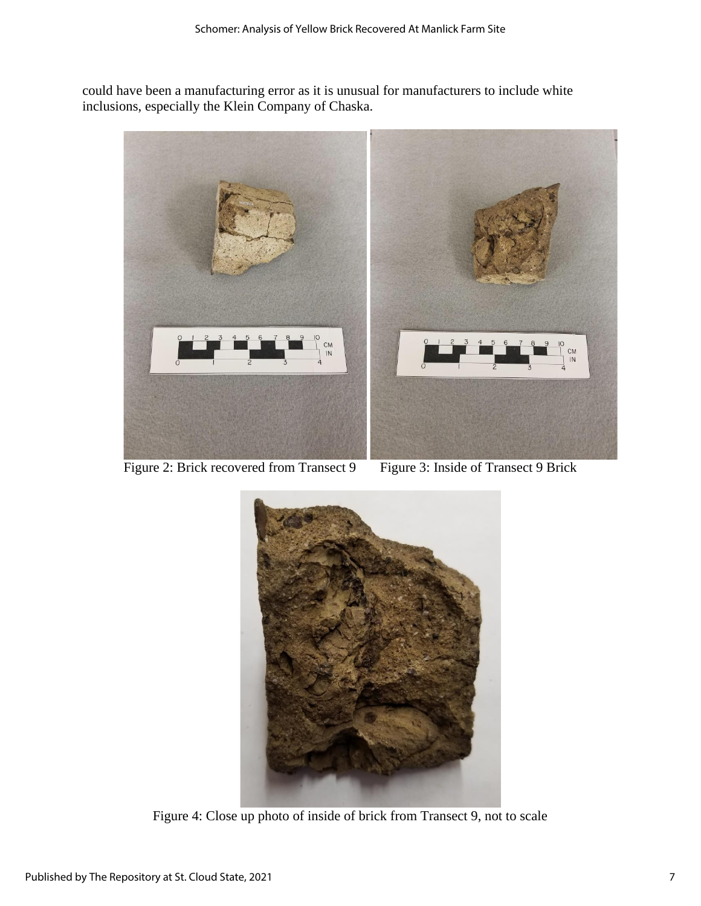could have been a manufacturing error as it is unusual for manufacturers to include white inclusions, especially the Klein Company of Chaska.

Figure 2: Brick recovered from Transect 9

Figure 3: Inside of Transect 9 Brick

Figure 4: Close up photo of inside of brick from Transect 9, not to scale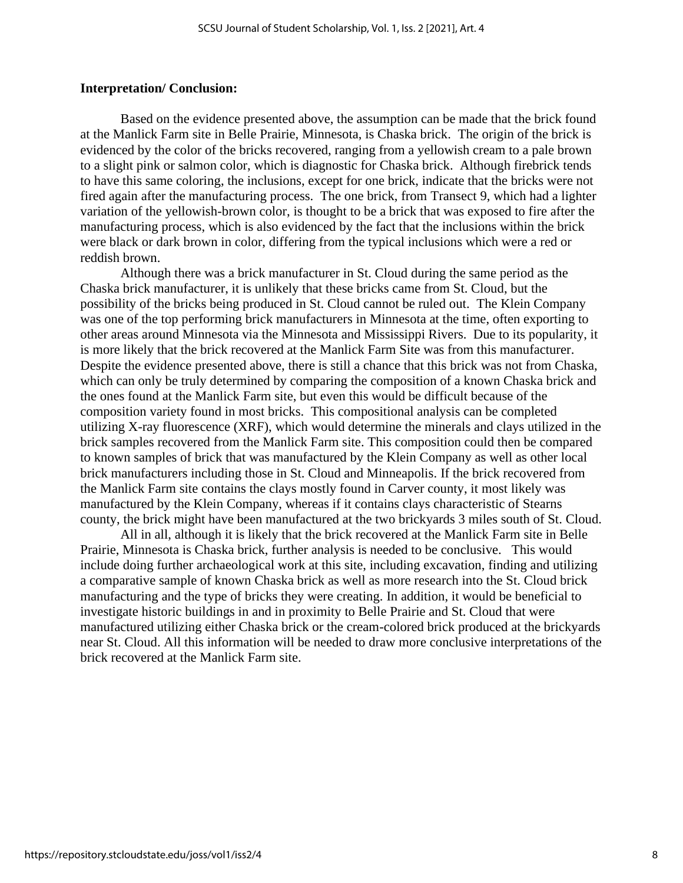**Interpretation/ Conclusion:**

Based on the evidence presented above, the assumption can be made that the brick found at the Manlick Farm site in Belle Prairie, Minnesota, is Chaska brick. The origin of the brick is evidenced by the color of the bricks recovered, ranging from a yellowish cream to a pale brown to a slight pink or salmon color, which is diagnostic for Chaska brick. Although firebrick tends to have this same coloring, the inclusions, except for one brick, indicate that the bricks were not fired again after the manufacturing process. The one brick, from Transect 9, which had a lighter variation of the yellowish-brown color, is thought to be a brick that was exposed to fire after the manufacturing process, which is also evidenced by the fact that the inclusions within the brick were black or dark brown in color, differing from the typical inclusions which were a red or reddish brown.

Although there was a brick manufacturer in St. Cloud during the same period as the Chaska brick manufacturer, it is unlikely that these bricks came from St. Cloud, but the possibility of the bricks being produced in St. Cloud cannot be ruled out. The Klein Company was one of the top performing brick manufacturers in Minnesota at the time, often exporting to other areas around Minnesota via the Minnesota and Mississippi Rivers. Due to its popularity, it is more likely that the brick recovered at the Manlick Farm Site was from this manufacturer. Despite the evidence presented above, there is still a chance that this brick was not from Chaska, which can only be truly determined by comparing the composition of a known Chaska brick and the ones found at the Manlick Farm site, but even this would be difficult because of the composition variety found in most bricks. This compositional analysis can be completed utilizing X-ray fluorescence (XRF), which would determine the minerals and clays utilized in the brick samples recovered from the Manlick Farm site. This composition could then be compared to known samples of brick that was manufactured by the Klein Company as well as other local brick manufacturers including those in St. Cloud and Minneapolis. If the brick recovered from the Manlick Farm site contains the clays mostly found in Carver county, it most likely was manufactured by the Klein Company, whereas if it contains clays characteristic of Stearns county, the brick might have been manufactured at the two brickyards 3 miles south of St. Cloud.

All in all, although it is likely that the brick recovered at the Manlick Farm site in Belle Prairie, Minnesota is Chaska brick, further analysis is needed to be conclusive. This would include doing further archaeological work at this site, including excavation, finding and utilizing a comparative sample of known Chaska brick as well as more research into the St. Cloud brick manufacturing and the type of bricks they were creating. In addition, it would be beneficial to investigate historic buildings in and in proximity to Belle Prairie and St. Cloud that were manufactured utilizing either Chaska brick or the cream-colored brick produced at the brickyards near St. Cloud. All this information will be needed to draw more conclusive interpretations of the brick recovered at the Manlick Farm site.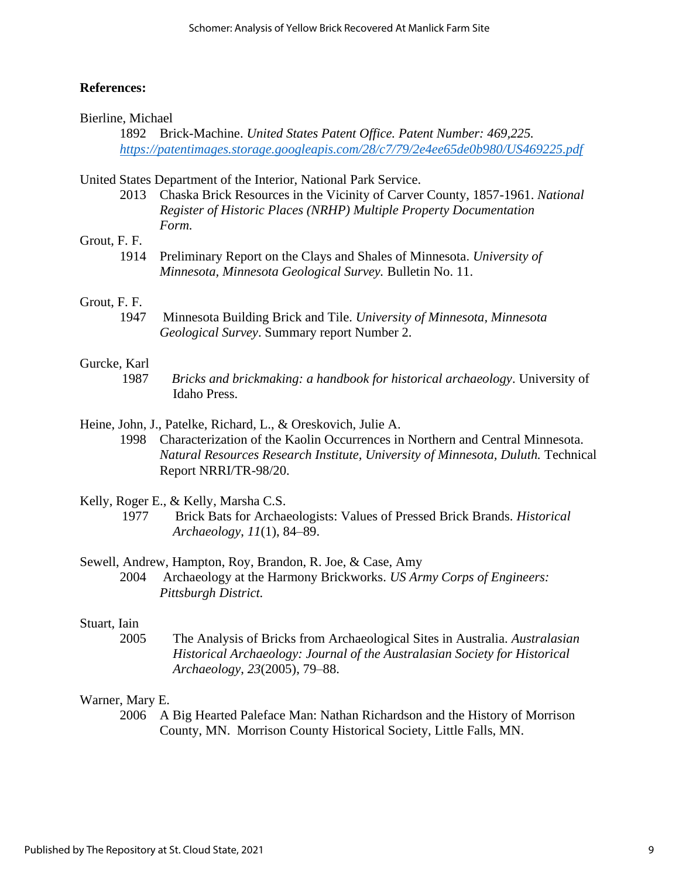**References:**

Bierline, Michael

1892 Brick-Machine. *United States Patent Office. Patent Number: 469,225.* https://patentimages.storage.googleapis.com/28/c7/79/2e4ee65de0b980/US469225.pdf

United States Department of the Interior, National Park Service.

2013 Chaska Brick Resources in the Vicinity of Carver County, 1857-1961. *National Register of Historic Places (NRHP) Multiple Property Documentation Form.*

Grout, F. F.

1914 Preliminary Report on the Clays and Shales of Minnesota. *University of Minnesota, Minnesota Geological Survey.* Bulletin No. 11.

Grout, F. F.

1947 Minnesota Building Brick and Tile. *University of Minnesota, Minnesota Geological Survey*. Summary report Number 2.

Gurcke, Karl

1987 *Bricks and brickmaking: a handbook for historical archaeology*. University of Idaho Press.

Heine, John, J., Patelke, Richard, L., & Oreskovich, Julie A.

1998 Characterization of the Kaolin Occurrences in Northern and Central Minnesota. *Natural Resources Research Institute, University of Minnesota, Duluth.* Technical Report NRRI/TR-98/20.

Kelly, Roger E., & Kelly, Marsha C.S.

1977 Brick Bats for Archaeologists: Values of Pressed Brick Brands. *Historical Archaeology*, *11*(1), 84–89.

Sewell, Andrew, Hampton, Roy, Brandon, R. Joe, & Case, Amy

2004 Archaeology at the Harmony Brickworks. *US Army Corps of Engineers: Pittsburgh District.*

Stuart, Iain

2005 The Analysis of Bricks from Archaeological Sites in Australia. *Australasian Historical Archaeology: Journal of the Australasian Society for Historical Archaeology*, *23*(2005), 79–88.

Warner, Mary E.

2006 A Big Hearted Paleface Man: Nathan Richardson and the History of Morrison County, MN. Morrison County Historical Society, Little Falls, MN.